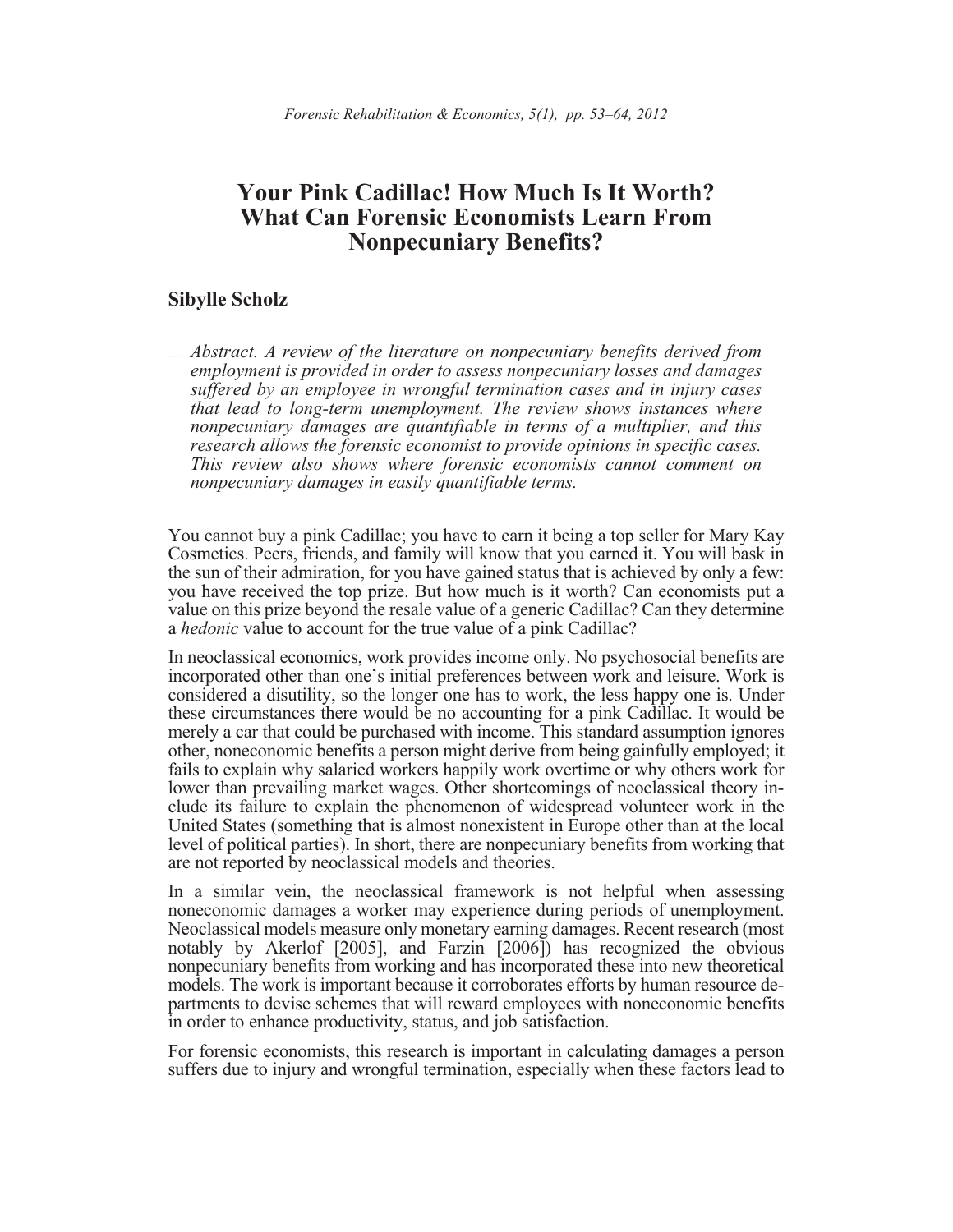# Your Pink Cadillac! How Much Is It Worth? What Can Forensic Economists Learn From Nonpecuniary Benefits?

**Sibylle Scholz**

*Abstract. A review of the literature on nonpecuniary benefits derived from employment is provided in order to assess nonpecuniary losses and damages suffered by an employee in wrongful termination cases and in injury cases that lead to long-term unemployment. The review shows instances where nonpecuniary damages are quantifiable in terms of a multiplier, and this research allows the forensic economist to provide opinions in specific cases. This review also shows where forensic economists cannot comment on nonpecuniary damages in easily quantifiable terms.*

You cannot buy a pink Cadillac; you have to earn it being a top seller for Mary Kay Cosmetics. Peers, friends, and family will know that you earned it. You will bask in the sun of their admiration, for you have gained status that is achieved by only a few: you have received the top prize. But how much is it worth? Can economists put a value on this prize beyond the resale value of a generic Cadillac? Can they determine a *hedonic* value to account for the true value of a pink Cadillac?

In neoclassical economics, work provides income only. No psychosocial benefits are incorporated other than one's initial preferences between work and leisure. Work is considered a disutility, so the longer one has to work, the less happy one is. Under these circumstances there would be no accounting for a pink Cadillac. It would be merely a car that could be purchased with income. This standard assumption ignores other, noneconomic benefits a person might derive from being gainfully employed; it fails to explain why salaried workers happily work overtime or why others work for lower than prevailing market wages. Other shortcomings of neoclassical theory include its failure to explain the phenomenon of widespread volunteer work in the United States (something that is almost nonexistent in Europe other than at the local level of political parties). In short, there are nonpecuniary benefits from working that are not reported by neoclassical models and theories.

In a similar vein, the neoclassical framework is not helpful when assessing noneconomic damages a worker may experience during periods of unemployment. Neoclassical models measure only monetary earning damages. Recent research (most notably by Akerlof [2005], and Farzin [2006]) has recognized the obvious nonpecuniary benefits from working and has incorporated these into new theoretical models. The work is important because it corroborates efforts by human resource departments to devise schemes that will reward employees with noneconomic benefits in order to enhance productivity, status, and job satisfaction.

For forensic economists, this research is important in calculating damages a person suffers due to injury and wrongful termination, especially when these factors lead to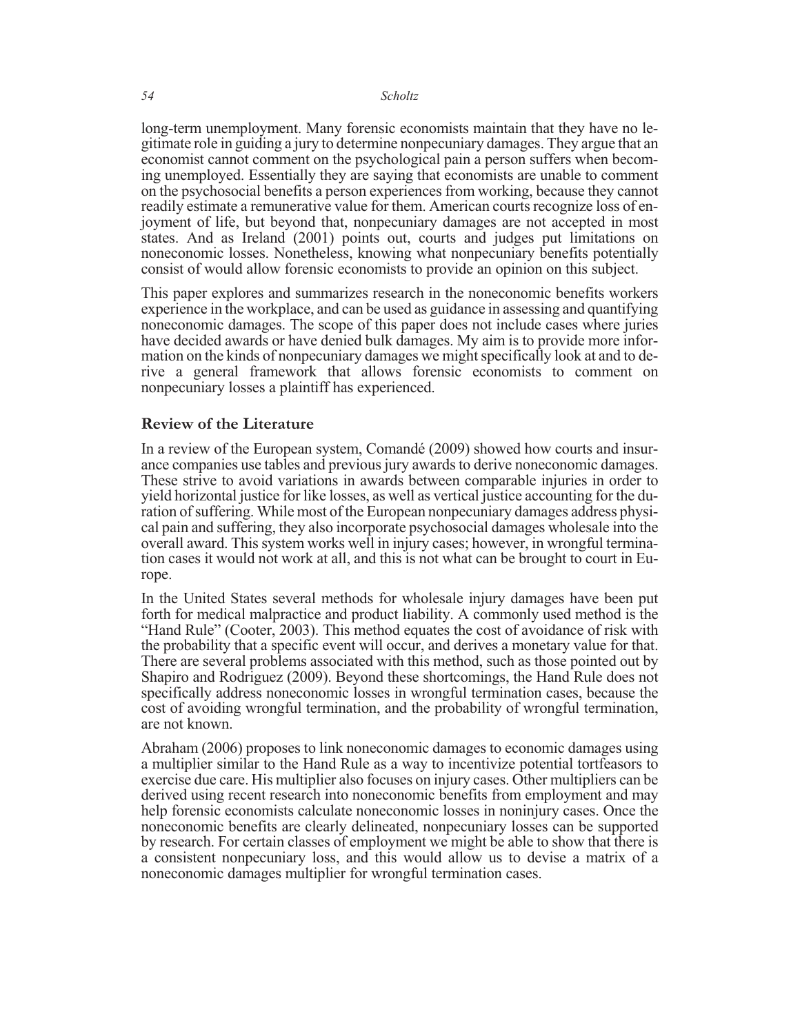long-term unemployment. Many forensic economists maintain that they have no legitimate role in guiding a jury to determine nonpecuniary damages. They argue that an economist cannot comment on the psychological pain a person suffers when becoming unemployed. Essentially they are saying that economists are unable to comment on the psychosocial benefits a person experiences from working, because they cannot readily estimate a remunerative value for them. American courts recognize loss of enjoyment of life, but beyond that, nonpecuniary damages are not accepted in most states. And as Ireland (2001) points out, courts and judges put limitations on noneconomic losses. Nonetheless, knowing what nonpecuniary benefits potentially consist of would allow forensic economists to provide an opinion on this subject.

This paper explores and summarizes research in the noneconomic benefits workers experience in the workplace, and can be used as guidance in assessing and quantifying noneconomic damages. The scope of this paper does not include cases where juries have decided awards or have denied bulk damages. My aim is to provide more information on the kinds of nonpecuniary damages we might specifically look at and to derive a general framework that allows forensic economists to comment on nonpecuniary losses a plaintiff has experienced.

## Review of the Literature

In a review of the European system, Comandé (2009) showed how courts and insurance companies use tables and previous jury awards to derive noneconomic damages. These strive to avoid variations in awards between comparable injuries in order to yield horizontal justice for like losses, as well as vertical justice accounting for the duration of suffering. While most of the European nonpecuniary damages address physical pain and suffering, they also incorporate psychosocial damages wholesale into the overall award. This system works well in injury cases; however, in wrongful termination cases it would not work at all, and this is not what can be brought to court in Europe.

In the United States several methods for wholesale injury damages have been put forth for medical malpractice and product liability. A commonly used method is the "Hand Rule" (Cooter, 2003). This method equates the cost of avoidance of risk with the probability that a specific event will occur, and derives a monetary value for that. There are several problems associated with this method, such as those pointed out by Shapiro and Rodriguez (2009). Beyond these shortcomings, the Hand Rule does not specifically address noneconomic losses in wrongful termination cases, because the cost of avoiding wrongful termination, and the probability of wrongful termination, are not known.

Abraham (2006) proposes to link noneconomic damages to economic damages using a multiplier similar to the Hand Rule as a way to incentivize potential tortfeasors to exercise due care. His multiplier also focuses on injury cases. Other multipliers can be derived using recent research into noneconomic benefits from employment and may help forensic economists calculate noneconomic losses in noninjury cases. Once the noneconomic benefits are clearly delineated, nonpecuniary losses can be supported by research. For certain classes of employment we might be able to show that there is a consistent nonpecuniary loss, and this would allow us to devise a matrix of a noneconomic damages multiplier for wrongful termination cases.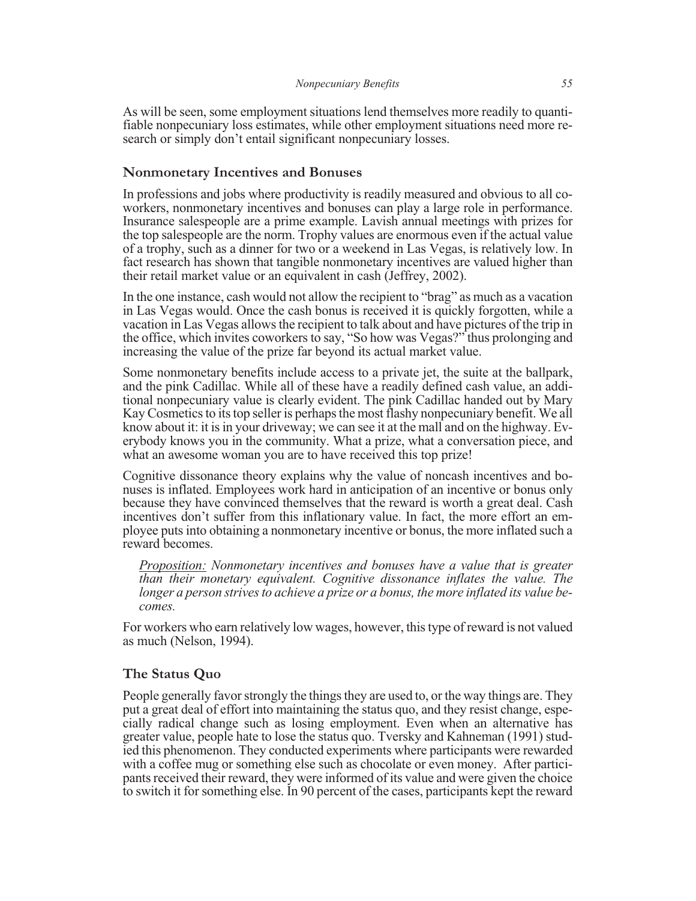As will be seen, some employment situations lend themselves more readily to quantifiable nonpecuniary loss estimates, while other employment situations need more research or simply don't entail significant nonpecuniary losses.

### Nonmonetary Incentives and Bonuses

In professions and jobs where productivity is readily measured and obvious to all coworkers, nonmonetary incentives and bonuses can play a large role in performance. Insurance salespeople are a prime example. Lavish annual meetings with prizes for the top salespeople are the norm. Trophy values are enormous even if the actual value of a trophy, such as a dinner for two or a weekend in Las Vegas, is relatively low. In fact research has shown that tangible nonmonetary incentives are valued higher than their retail market value or an equivalent in cash (Jeffrey, 2002).

In the one instance, cash would not allow the recipient to "brag" as much as a vacation in Las Vegas would. Once the cash bonus is received it is quickly forgotten, while a vacation in Las Vegas allows the recipient to talk about and have pictures of the trip in the office, which invites coworkers to say, "So how was Vegas?" thus prolonging and increasing the value of the prize far beyond its actual market value.

Some nonmonetary benefits include access to a private jet, the suite at the ballpark, and the pink Cadillac. While all of these have a readily defined cash value, an additional nonpecuniary value is clearly evident. The pink Cadillac handed out by Mary Kay Cosmetics to its top seller is perhaps the most flashy nonpecuniary benefit. We all know about it: it is in your driveway; we can see it at the mall and on the highway. Everybody knows you in the community. What a prize, what a conversation piece, and what an awesome woman you are to have received this top prize!

Cognitive dissonance theory explains why the value of noncash incentives and bonuses is inflated. Employees work hard in anticipation of an incentive or bonus only because they have convinced themselves that the reward is worth a great deal. Cash incentives don't suffer from this inflationary value. In fact, the more effort an employee puts into obtaining a nonmonetary incentive or bonus, the more inflated such a reward becomes.

> <u>Proposition:</u> *Nonmonetary incentives and bonuses have a value that is greater than their monetary equivalent. Cognitive dissonance inflates the value. The longer a person strives to achieve a prize or a bonus, the more inflated its value becomes.*

For workers who earn relatively low wages, however, this type of reward is not valued as much (Nelson, 1994).

### The Status Quo

People generally favor strongly the things they are used to, or the way things are. They put a great deal of effort into maintaining the status quo, and they resist change, especially radical change such as losing employment. Even when an alternative has greater value, people hate to lose the status quo. Tversky and Kahneman (1991) studied this phenomenon. They conducted experiments where participants were rewarded with a coffee mug or something else such as chocolate or even money. After participants received their reward, they were informed of its value and were given the choice to switch it for something else. In 90 percent of the cases, participants kept the reward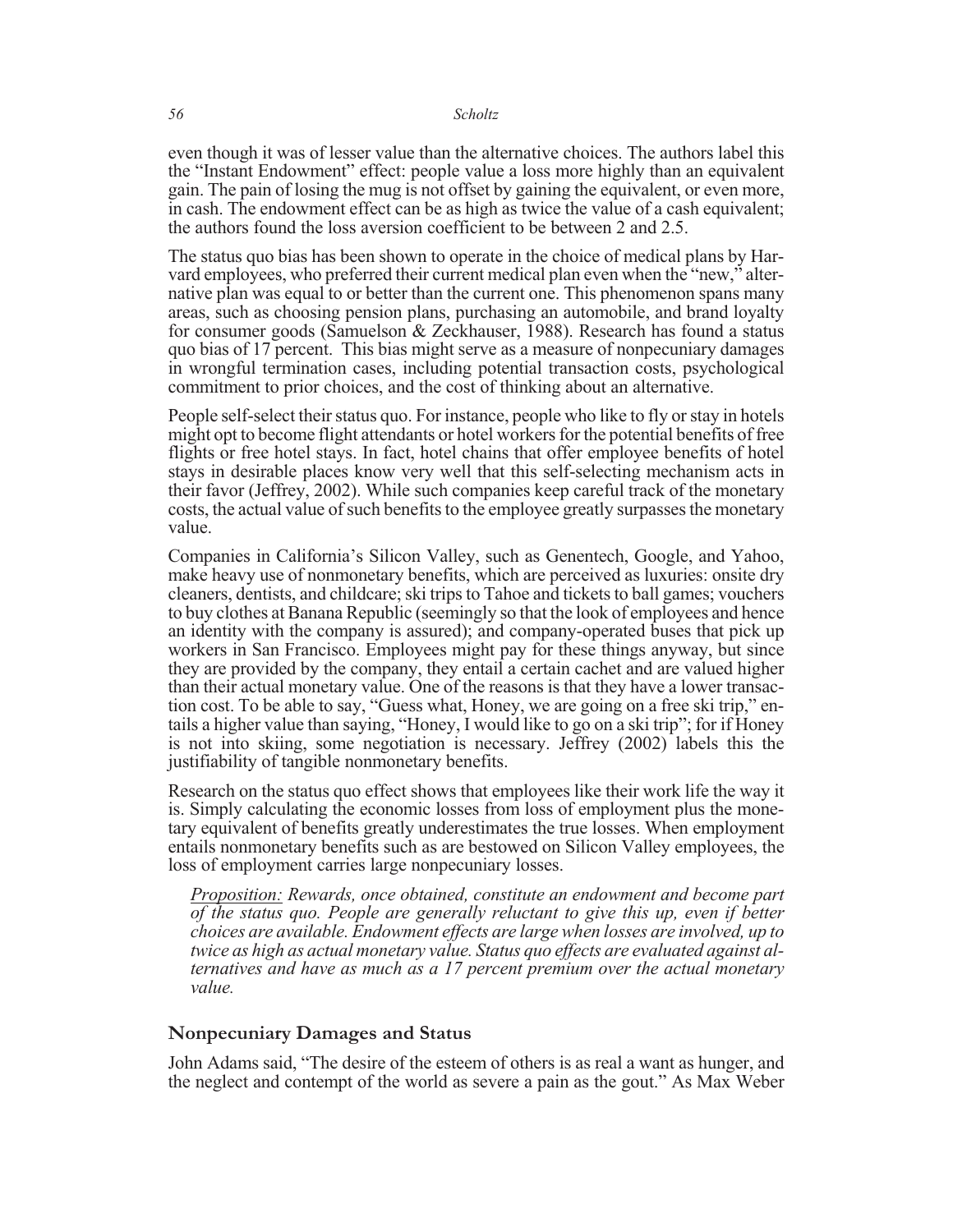even though it was of lesser value than the alternative choices. The authors label this the "Instant Endowment" effect: people value a loss more highly than an equivalent gain. The pain of losing the mug is not offset by gaining the equivalent, or even more, in cash. The endowment effect can be as high as twice the value of a cash equivalent; the authors found the loss aversion coefficient to be between 2 and 2.5.

The status quo bias has been shown to operate in the choice of medical plans by Harvard employees, who preferred their current medical plan even when the "new," alternative plan was equal to or better than the current one. This phenomenon spans many areas, such as choosing pension plans, purchasing an automobile, and brand loyalty for consumer goods (Samuelson & Zeckhauser, 1988). Research has found a status quo bias of 17 percent. This bias might serve as a measure of nonpecuniary damages in wrongful termination cases, including potential transaction costs, psychological commitment to prior choices, and the cost of thinking about an alternative.

People self-select their status quo. For instance, people who like to fly or stay in hotels might opt to become flight attendants or hotel workers for the potential benefits of free flights or free hotel stays. In fact, hotel chains that offer employee benefits of hotel stays in desirable places know very well that this self-selecting mechanism acts in their favor (Jeffrey, 2002). While such companies keep careful track of the monetary costs, the actual value of such benefits to the employee greatly surpasses the monetary value.

Companies in California's Silicon Valley, such as Genentech, Google, and Yahoo, make heavy use of nonmonetary benefits, which are perceived as luxuries: onsite dry cleaners, dentists, and childcare; ski trips to Tahoe and tickets to ball games; vouchers to buy clothes at Banana Republic (seemingly so that the look of employees and hence an identity with the company is assured); and company-operated buses that pick up workers in San Francisco. Employees might pay for these things anyway, but since they are provided by the company, they entail a certain cachet and are valued higher than their actual monetary value. One of the reasons is that they have a lower transaction cost. To be able to say, "Guess what, Honey, we are going on a free ski trip," entails a higher value than saying, "Honey, I would like to go on a ski trip"; for if Honey is not into skiing, some negotiation is necessary. Jeffrey (2002) labels this the justifiability of tangible nonmonetary benefits.

Research on the status quo effect shows that employees like their work life the way it is. Simply calculating the economic losses from loss of employment plus the monetary equivalent of benefits greatly underestimates the true losses. When employment entails nonmonetary benefits such as are bestowed on Silicon Valley employees, the loss of employment carries large nonpecuniary losses.

> *Proposition: Rewards, once obtained, constitute an endowment and become part of the status quo. People are generally reluctant to give this up, even if better choices are available. Endowment effects are large when losses are involved, up to twice as high as actual monetary value. Status quo effects are evaluated against alternatives and have as much as a 17 percent premium over the actual monetary value.*

## Nonpecuniary Damages and Status

John Adams said, "The desire of the esteem of others is as real a want as hunger, and the neglect and contempt of the world as severe a pain as the gout." As Max Weber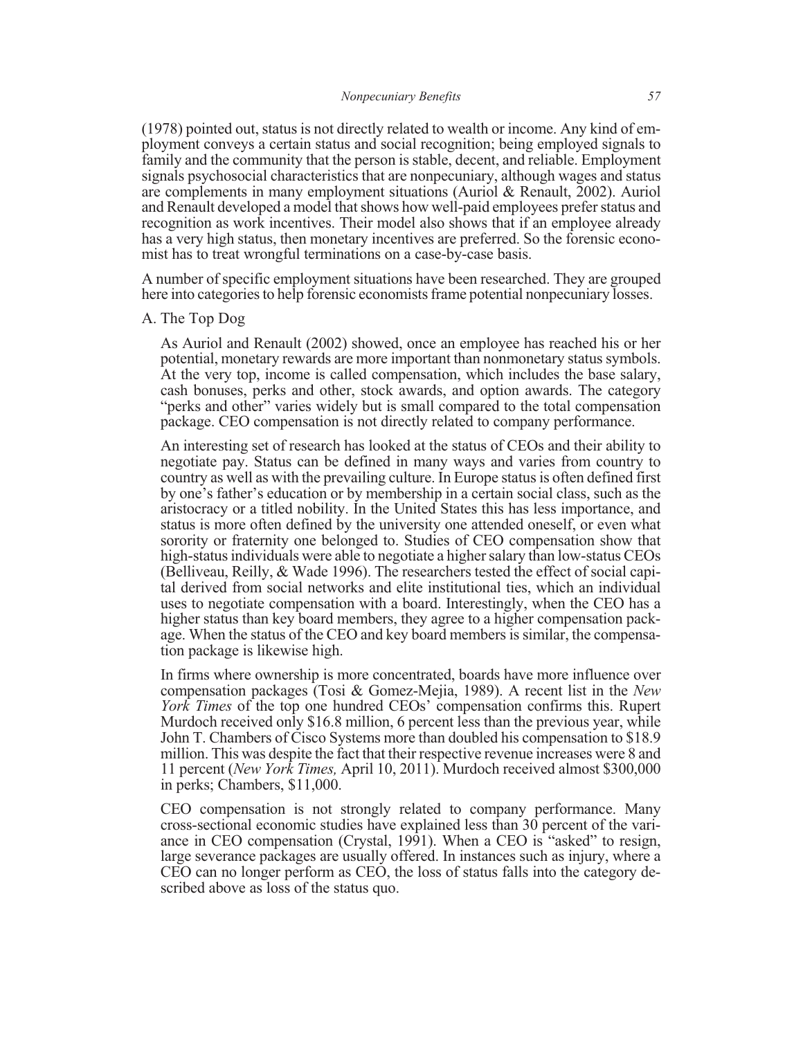(1978) pointed out, status is not directly related to wealth or income. Any kind of employment conveys a certain status and social recognition; being employed signals to family and the community that the person is stable, decent, and reliable. Employment signals psychosocial characteristics that are nonpecuniary, although wages and status are complements in many employment situations (Auriol & Renault, 2002). Auriol and Renault developed a model that shows how well-paid employees prefer status and recognition as work incentives. Their model also shows that if an employee already has a very high status, then monetary incentives are preferred. So the forensic economist has to treat wrongful terminations on a case-by-case basis.

A number of specific employment situations have been researched. They are grouped here into categories to help forensic economists frame potential nonpecuniary losses.

A. The Top Dog

As Auriol and Renault (2002) showed, once an employee has reached his or her potential, monetary rewards are more important than nonmonetary status symbols. At the very top, income is called compensation, which includes the base salary, cash bonuses, perks and other, stock awards, and option awards. The category "perks and other" varies widely but is small compared to the total compensation package. CEO compensation is not directly related to company performance.

An interesting set of research has looked at the status of CEOs and their ability to negotiate pay. Status can be defined in many ways and varies from country to country as well as with the prevailing culture. In Europe status is often defined first by one's father's education or by membership in a certain social class, such as the aristocracy or a titled nobility. In the United States this has less importance, and status is more often defined by the university one attended oneself, or even what sorority or fraternity one belonged to. Studies of CEO compensation show that high-status individuals were able to negotiate a higher salary than low-status CEOs (Belliveau, Reilly, & Wade 1996). The researchers tested the effect of social capital derived from social networks and elite institutional ties, which an individual uses to negotiate compensation with a board. Interestingly, when the CEO has a higher status than key board members, they agree to a higher compensation package. When the status of the CEO and key board members is similar, the compensation package is likewise high.

In firms where ownership is more concentrated, boards have more influence over compensation packages (Tosi & Gomez-Mejia, 1989). A recent list in the *New York Times* of the top one hundred CEOs' compensation confirms this. Rupert Murdoch received only $16.8 million, 6 percent less than the previous year, while John T. Chambers of Cisco Systems more than doubled his compensation to $18.9 million. This was despite the fact that their respective revenue increases were 8 and 11 percent (*New York Times,* April 10, 2011). Murdoch received almost $300,000 in perks; Chambers, $11,000.

CEO compensation is not strongly related to company performance. Many cross-sectional economic studies have explained less than 30 percent of the variance in CEO compensation (Crystal, 1991). When a CEO is "asked" to resign, large severance packages are usually offered. In instances such as injury, where a CEO can no longer perform as CEO, the loss of status falls into the category described above as loss of the status quo.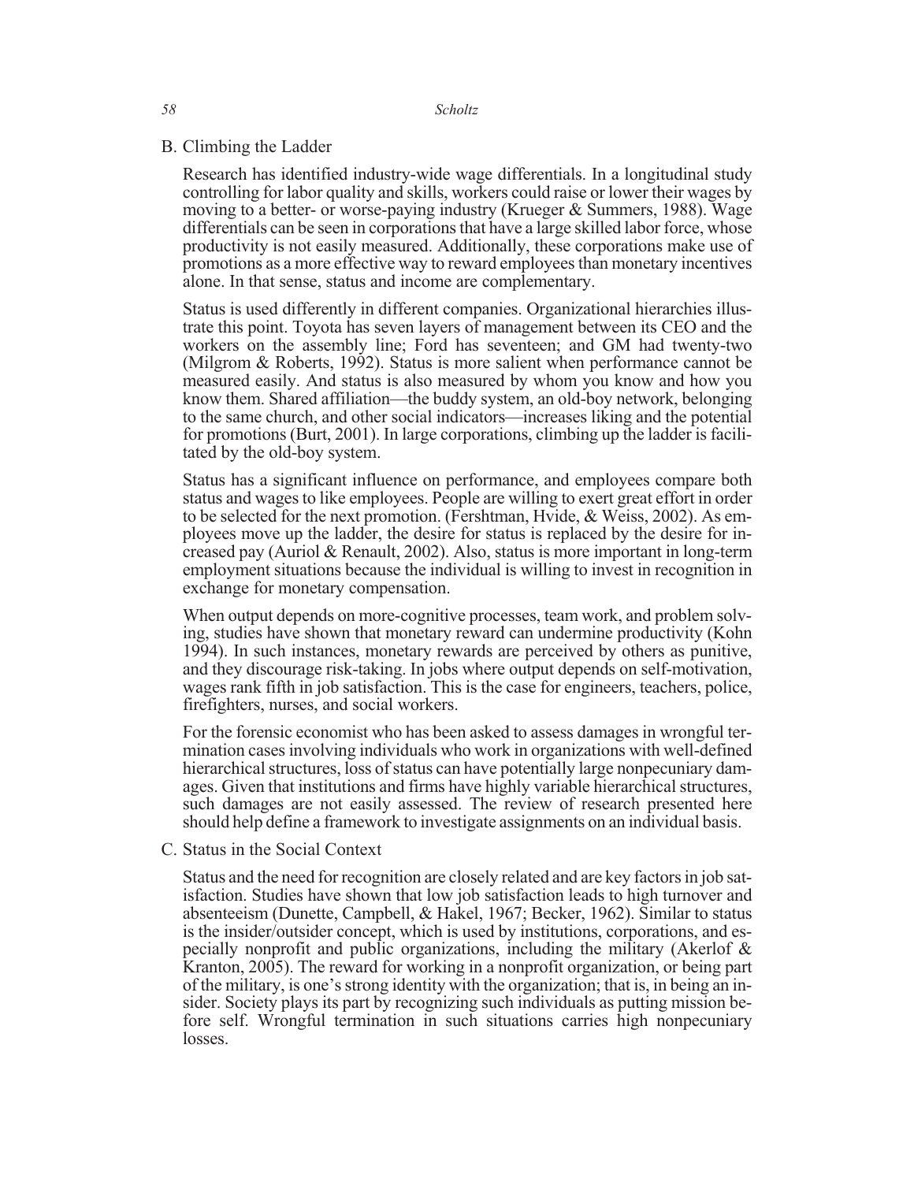### B. Climbing the Ladder

Research has identified industry-wide wage differentials. In a longitudinal study controlling for labor quality and skills, workers could raise or lower their wages by moving to a better- or worse-paying industry (Krueger & Summers, 1988). Wage differentials can be seen in corporations that have a large skilled labor force, whose productivity is not easily measured. Additionally, these corporations make use of promotions as a more effective way to reward employees than monetary incentives alone. In that sense, status and income are complementary.

Status is used differently in different companies. Organizational hierarchies illustrate this point. Toyota has seven layers of management between its CEO and the workers on the assembly line; Ford has seventeen; and GM had twenty-two (Milgrom & Roberts, 1992). Status is more salient when performance cannot be measured easily. And status is also measured by whom you know and how you know them. Shared affiliation—the buddy system, an old-boy network, belonging to the same church, and other social indicators—increases liking and the potential for promotions (Burt, 2001). In large corporations, climbing up the ladder is facilitated by the old-boy system.

Status has a significant influence on performance, and employees compare both status and wages to like employees. People are willing to exert great effort in order to be selected for the next promotion. (Fershtman, Hvide, & Weiss, 2002). As employees move up the ladder, the desire for status is replaced by the desire for increased pay (Auriol & Renault, 2002). Also, status is more important in long-term employment situations because the individual is willing to invest in recognition in exchange for monetary compensation.

When output depends on more-cognitive processes, team work, and problem solving, studies have shown that monetary reward can undermine productivity (Kohn 1994). In such instances, monetary rewards are perceived by others as punitive, and they discourage risk-taking. In jobs where output depends on self-motivation, wages rank fifth in job satisfaction. This is the case for engineers, teachers, police, firefighters, nurses, and social workers.

For the forensic economist who has been asked to assess damages in wrongful termination cases involving individuals who work in organizations with well-defined hierarchical structures, loss of status can have potentially large nonpecuniary damages. Given that institutions and firms have highly variable hierarchical structures, such damages are not easily assessed. The review of research presented here should help define a framework to investigate assignments on an individual basis.

### C. Status in the Social Context

Status and the need for recognition are closely related and are key factors in job satisfaction. Studies have shown that low job satisfaction leads to high turnover and absenteeism (Dunette, Campbell, & Hakel, 1967; Becker, 1962). Similar to status is the insider/outsider concept, which is used by institutions, corporations, and especially nonprofit and public organizations, including the military (Akerlof & Kranton, 2005). The reward for working in a nonprofit organization, or being part of the military, is one's strong identity with the organization; that is, in being an insider. Society plays its part by recognizing such individuals as putting mission before self. Wrongful termination in such situations carries high nonpecuniary losses.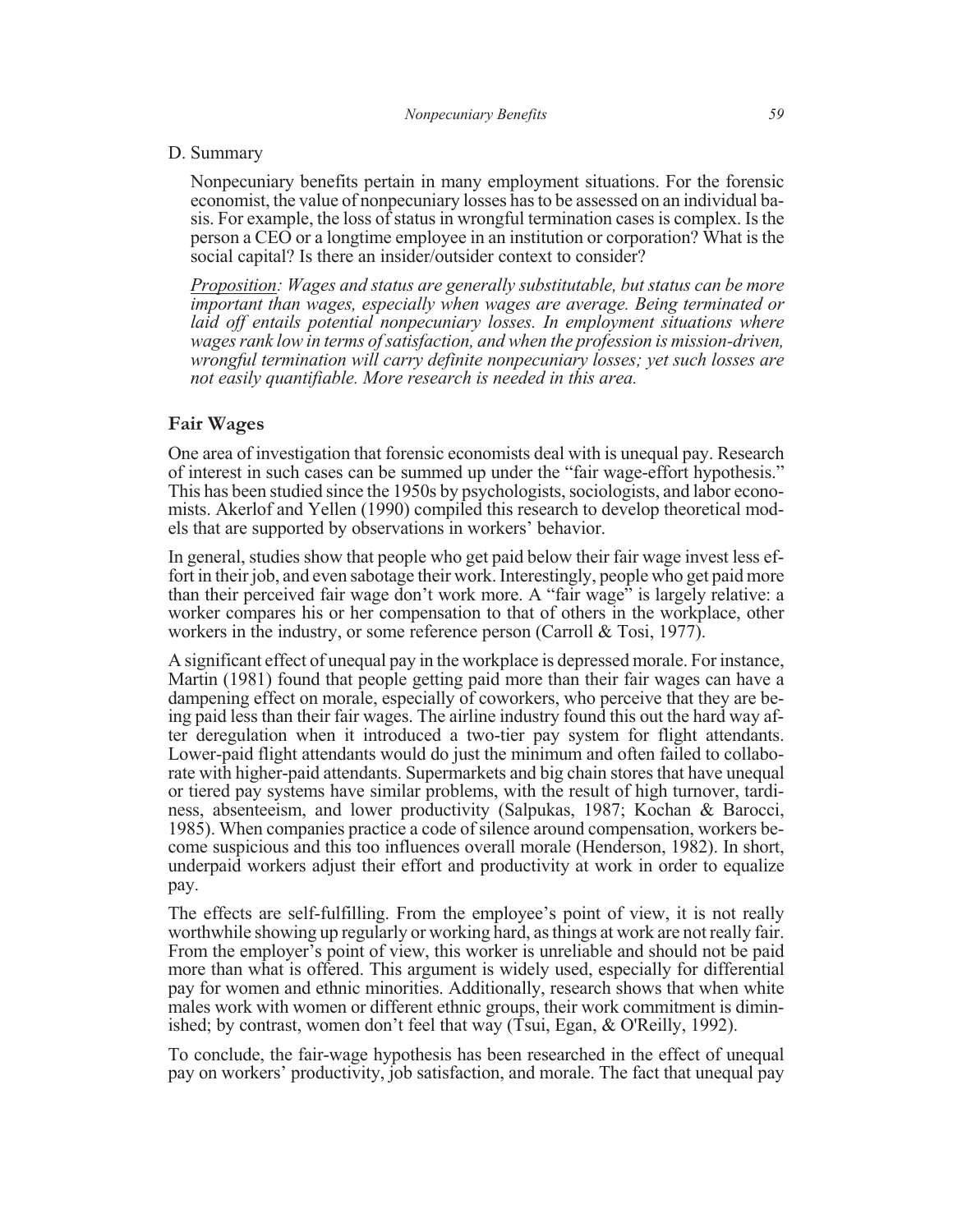D. Summary

Nonpecuniary benefits pertain in many employment situations. For the forensic economist, the value of nonpecuniary losses has to be assessed on an individual basis. For example, the loss of status in wrongful termination cases is complex. Is the person a CEO or a longtime employee in an institution or corporation? What is the social capital? Is there an insider/outsider context to consider?

*Proposition: Wages and status are generally substitutable, but status can be more important than wages, especially when wages are average. Being terminated or laid off entails potential nonpecuniary losses. In employment situations where wages rank low in terms of satisfaction, and when the profession is mission-driven, wrongful termination will carry definite nonpecuniary losses; yet such losses are not easily quantifiable. More research is needed in this area.*

## Fair Wages

One area of investigation that forensic economists deal with is unequal pay. Research of interest in such cases can be summed up under the "fair wage-effort hypothesis." This has been studied since the 1950s by psychologists, sociologists, and labor economists. Akerlof and Yellen (1990) compiled this research to develop theoretical models that are supported by observations in workers' behavior.

In general, studies show that people who get paid below their fair wage invest less effort in their job, and even sabotage their work. Interestingly, people who get paid more than their perceived fair wage don't work more. A "fair wage" is largely relative: a worker compares his or her compensation to that of others in the workplace, other workers in the industry, or some reference person (Carroll & Tosi, 1977).

A significant effect of unequal pay in the workplace is depressed morale. For instance, Martin (1981) found that people getting paid more than their fair wages can have a dampening effect on morale, especially of coworkers, who perceive that they are being paid less than their fair wages. The airline industry found this out the hard way after deregulation when it introduced a two-tier pay system for flight attendants. Lower-paid flight attendants would do just the minimum and often failed to collaborate with higher-paid attendants. Supermarkets and big chain stores that have unequal or tiered pay systems have similar problems, with the result of high turnover, tardiness, absenteeism, and lower productivity (Salpukas, 1987; Kochan & Barocci, 1985). When companies practice a code of silence around compensation, workers become suspicious and this too influences overall morale (Henderson, 1982). In short, underpaid workers adjust their effort and productivity at work in order to equalize pay.

The effects are self-fulfilling. From the employee's point of view, it is not really worthwhile showing up regularly or working hard, as things at work are not really fair. From the employer's point of view, this worker is unreliable and should not be paid more than what is offered. This argument is widely used, especially for differential pay for women and ethnic minorities. Additionally, research shows that when white males work with women or different ethnic groups, their work commitment is diminished; by contrast, women don't feel that way (Tsui, Egan, & O'Reilly, 1992).

To conclude, the fair-wage hypothesis has been researched in the effect of unequal pay on workers' productivity, job satisfaction, and morale. The fact that unequal pay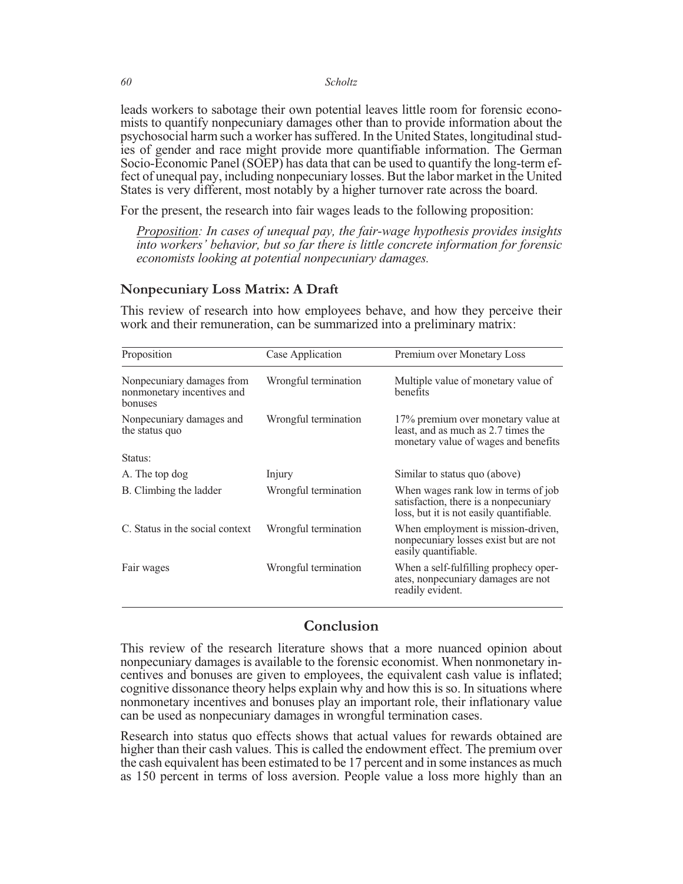leads workers to sabotage their own potential leaves little room for forensic economists to quantify nonpecuniary damages other than to provide information about the psychosocial harm such a worker has suffered. In the United States, longitudinal studies of gender and race might provide more quantifiable information. The German Socio-Economic Panel (SOEP) has data that can be used to quantify the long-term effect of unequal pay, including nonpecuniary losses. But the labor market in the United States is very different, most notably by a higher turnover rate across the board.

For the present, the research into fair wages leads to the following proposition:

> *Proposition: In cases of unequal pay, the fair-wage hypothesis provides insights into workers' behavior, but so far there is little concrete information for forensic economists looking at potential nonpecuniary damages.*

### Nonpecuniary Loss Matrix: A Draft

This review of research into how employees behave, and how they perceive their work and their remuneration, can be summarized into a preliminary matrix:

| Proposition | Case Application | Premium over Monetary Loss |
|---|---|---|
| Nonpecuniary damages from nonmonetary incentives and bonuses | Wrongful termination | Multiple value of monetary value of benefits |
| Nonpecuniary damages and the status quo | Wrongful termination | 17% premium over monetary value at least, and as much as 2.7 times the monetary value of wages and benefits |
| Status: | | |
| A. The top dog | Injury | Similar to status quo (above) |
| B. Climbing the ladder | Wrongful termination | When wages rank low in terms of job satisfaction, there is a nonpecuniary loss, but it is not easily quantifiable. |
| C. Status in the social context | Wrongful termination | When employment is mission-driven, nonpecuniary losses exist but are not easily quantifiable. |
| Fair wages | Wrongful termination | When a self-fulfilling prophecy operates, nonpecuniary damages are not readily evident. |

## Conclusion

This review of the research literature shows that a more nuanced opinion about nonpecuniary damages is available to the forensic economist. When nonmonetary incentives and bonuses are given to employees, the equivalent cash value is inflated; cognitive dissonance theory helps explain why and how this is so. In situations where nonmonetary incentives and bonuses play an important role, their inflationary value can be used as nonpecuniary damages in wrongful termination cases.

Research into status quo effects shows that actual values for rewards obtained are higher than their cash values. This is called the endowment effect. The premium over the cash equivalent has been estimated to be 17 percent and in some instances as much as 150 percent in terms of loss aversion. People value a loss more highly than an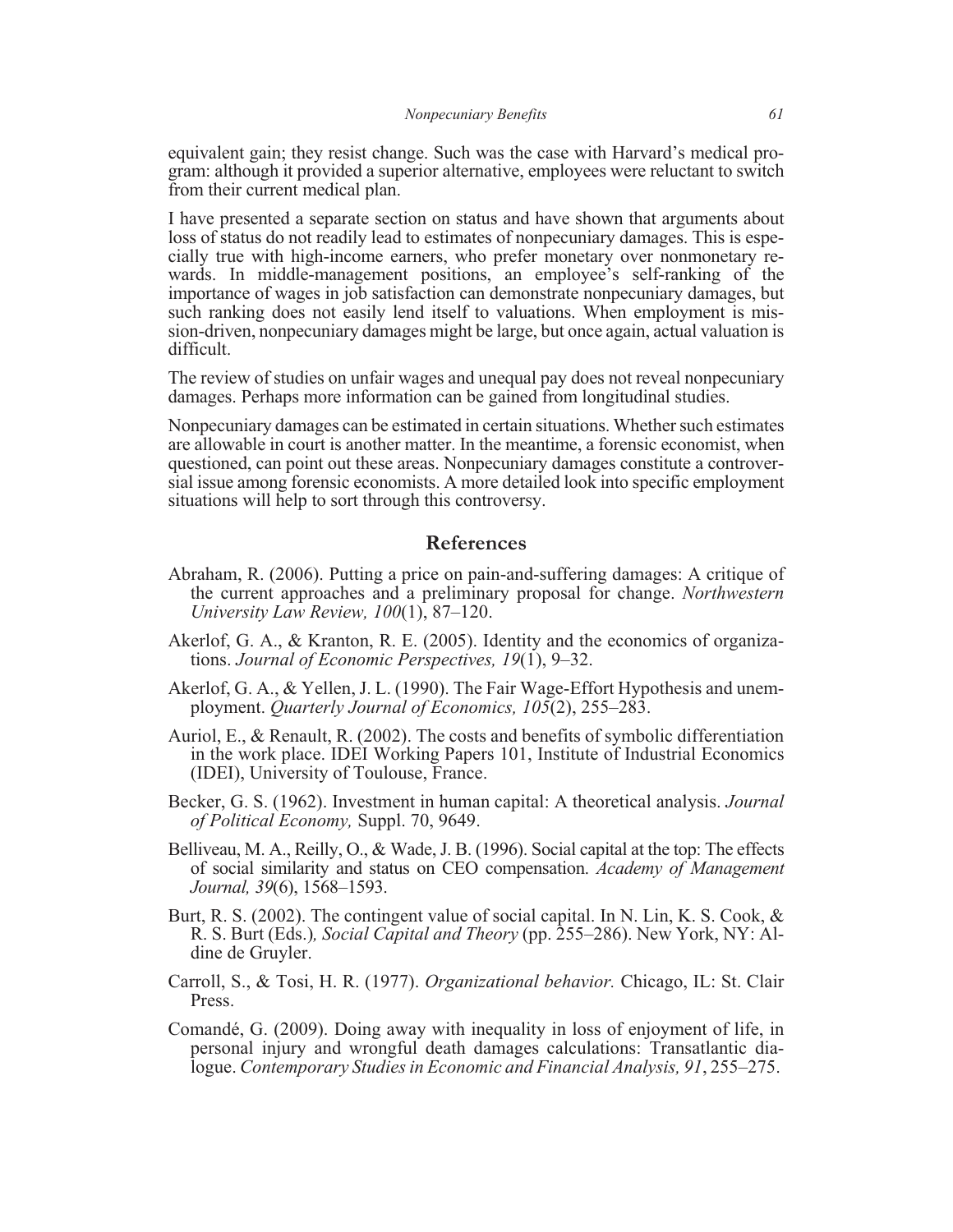equivalent gain; they resist change. Such was the case with Harvard's medical program: although it provided a superior alternative, employees were reluctant to switch from their current medical plan.

I have presented a separate section on status and have shown that arguments about loss of status do not readily lead to estimates of nonpecuniary damages. This is especially true with high-income earners, who prefer monetary over nonmonetary rewards. In middle-management positions, an employee's self-ranking of the importance of wages in job satisfaction can demonstrate nonpecuniary damages, but such ranking does not easily lend itself to valuations. When employment is mission-driven, nonpecuniary damages might be large, but once again, actual valuation is difficult.

The review of studies on unfair wages and unequal pay does not reveal nonpecuniary damages. Perhaps more information can be gained from longitudinal studies.

Nonpecuniary damages can be estimated in certain situations. Whether such estimates are allowable in court is another matter. In the meantime, a forensic economist, when questioned, can point out these areas. Nonpecuniary damages constitute a controversial issue among forensic economists. A more detailed look into specific employment situations will help to sort through this controversy.

## References

Abraham, R. (2006). Putting a price on pain-and-suffering damages: A critique of the current approaches and a preliminary proposal for change. *Northwestern University Law Review, 100*(1), 87–120.

Akerlof, G. A., & Kranton, R. E. (2005). Identity and the economics of organizations. *Journal of Economic Perspectives, 19*(1), 9–32.

Akerlof, G. A., & Yellen, J. L. (1990). The Fair Wage-Effort Hypothesis and unemployment. *Quarterly Journal of Economics, 105*(2), 255–283.

Auriol, E., & Renault, R. (2002). The costs and benefits of symbolic differentiation in the work place. IDEI Working Papers 101, Institute of Industrial Economics (IDEI), University of Toulouse, France.

Becker, G. S. (1962). Investment in human capital: A theoretical analysis. *Journal of Political Economy,* Suppl. 70, 9649.

Belliveau, M. A., Reilly, O., & Wade, J. B. (1996). Social capital at the top: The effects of social similarity and status on CEO compensation. *Academy of Management Journal, 39*(6), 1568–1593.

Burt, R. S. (2002). The contingent value of social capital. In N. Lin, K. S. Cook, & R. S. Burt (Eds.)*, Social Capital and Theory* (pp. 255–286). New York, NY: Aldine de Gruyler.

Carroll, S., & Tosi, H. R. (1977). *Organizational behavior.* Chicago, IL: St. Clair Press.

Comandé, G. (2009). Doing away with inequality in loss of enjoyment of life, in personal injury and wrongful death damages calculations: Transatlantic dialogue. *Contemporary Studies in Economic and Financial Analysis, 91*, 255–275.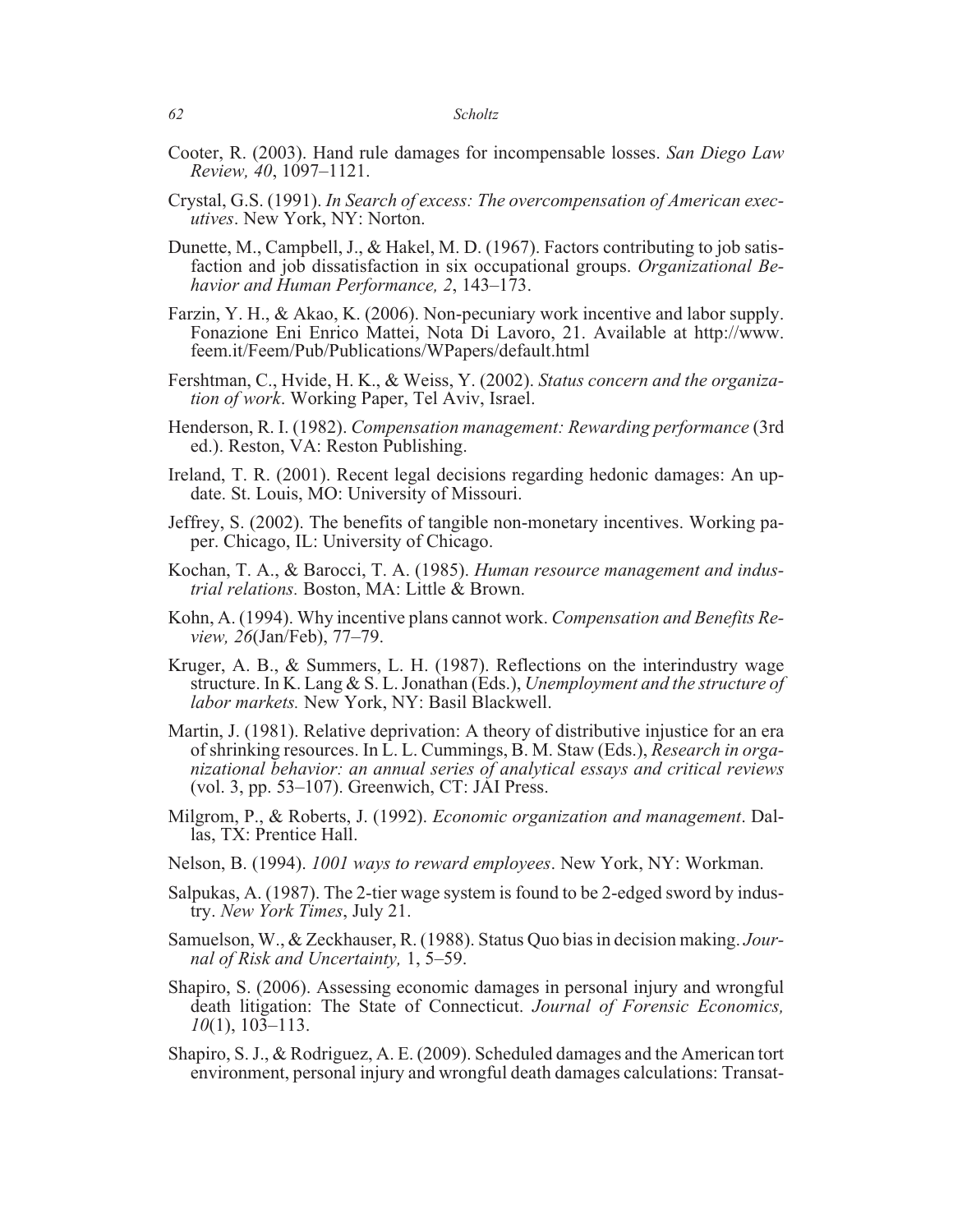Cooter, R. (2003). Hand rule damages for incompensable losses. *San Diego Law Review, 40*, 1097–1121.

Crystal, G.S. (1991). *In Search of excess: The overcompensation of American executives*. New York, NY: Norton.

Dunette, M., Campbell, J., & Hakel, M. D. (1967). Factors contributing to job satisfaction and job dissatisfaction in six occupational groups. *Organizational Behavior and Human Performance, 2*, 143–173.

Farzin, Y. H., & Akao, K. (2006). Non-pecuniary work incentive and labor supply. Fonazione Eni Enrico Mattei, Nota Di Lavoro, 21. Available at http://www.feem.it/Feem/Pub/Publications/WPapers/default.html

Fershtman, C., Hvide, H. K., & Weiss, Y. (2002). *Status concern and the organization of work*. Working Paper, Tel Aviv, Israel.

Henderson, R. I. (1982). *Compensation management: Rewarding performance* (3rd ed.). Reston, VA: Reston Publishing.

Ireland, T. R. (2001). Recent legal decisions regarding hedonic damages: An update. St. Louis, MO: University of Missouri.

Jeffrey, S. (2002). The benefits of tangible non-monetary incentives. Working paper. Chicago, IL: University of Chicago.

Kochan, T. A., & Barocci, T. A. (1985). *Human resource management and industrial relations.* Boston, MA: Little & Brown.

Kohn, A. (1994). Why incentive plans cannot work. *Compensation and Benefits Review, 26*(Jan/Feb), 77–79.

Kruger, A. B., & Summers, L. H. (1987). Reflections on the interindustry wage structure. In K. Lang & S. L. Jonathan (Eds.), *Unemployment and the structure of labor markets.* New York, NY: Basil Blackwell.

Martin, J. (1981). Relative deprivation: A theory of distributive injustice for an era of shrinking resources. In L. L. Cummings, B. M. Staw (Eds.), *Research in organizational behavior: an annual series of analytical essays and critical reviews* (vol. 3, pp. 53–107). Greenwich, CT: JAI Press.

Milgrom, P., & Roberts, J. (1992). *Economic organization and management*. Dallas, TX: Prentice Hall.

Nelson, B. (1994). *1001 ways to reward employees*. New York, NY: Workman.

Salpukas, A. (1987). The 2-tier wage system is found to be 2-edged sword by industry. *New York Times*, July 21.

Samuelson, W., & Zeckhauser, R. (1988). Status Quo bias in decision making. *Journal of Risk and Uncertainty,* 1, 5–59.

Shapiro, S. (2006). Assessing economic damages in personal injury and wrongful death litigation: The State of Connecticut. *Journal of Forensic Economics, 10*(1), 103–113.

Shapiro, S. J., & Rodriguez, A. E. (2009). Scheduled damages and the American tort environment, personal injury and wrongful death damages calculations: Transat-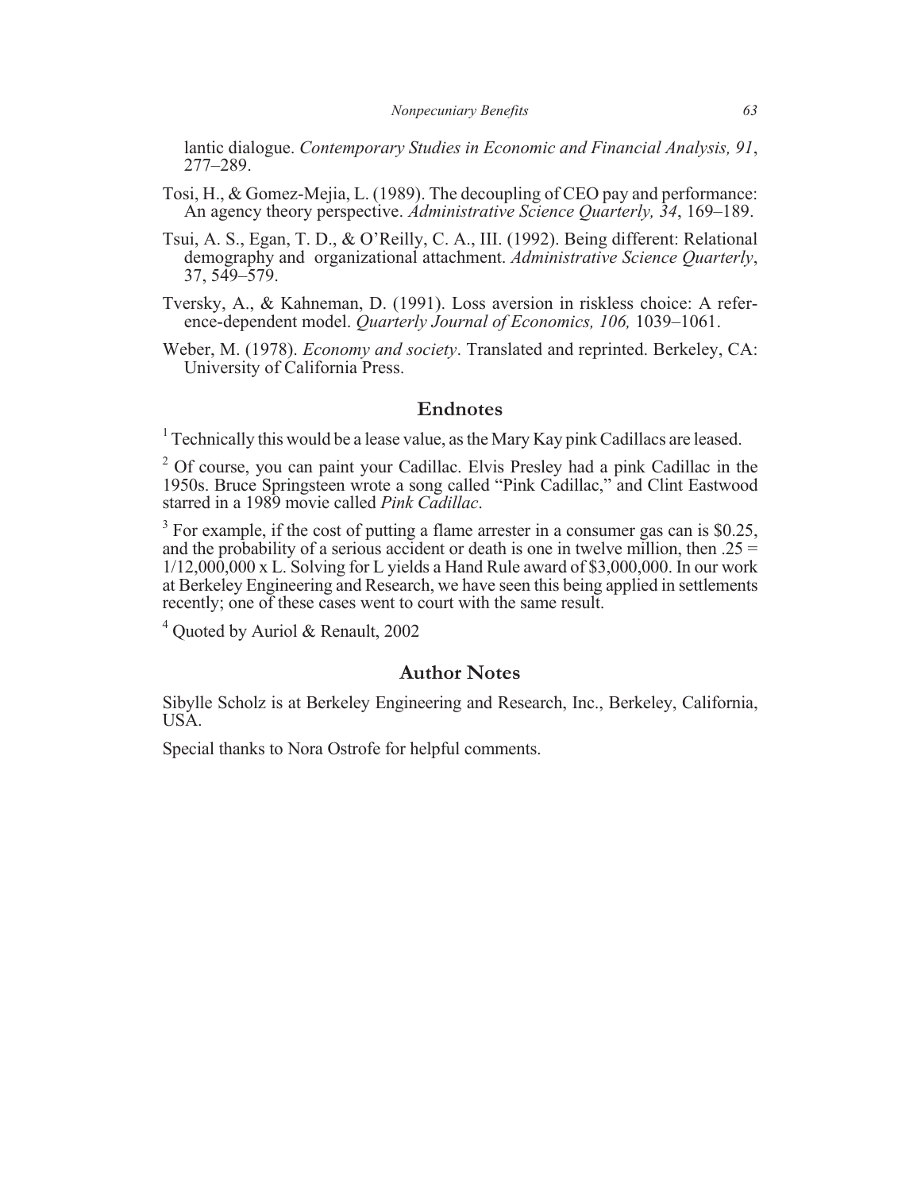lantic dialogue. *Contemporary Studies in Economic and Financial Analysis, 91*, 277–289.

Tosi, H., & Gomez-Mejia, L. (1989). The decoupling of CEO pay and performance: An agency theory perspective. *Administrative Science Quarterly, 34*, 169–189.

Tsui, A. S., Egan, T. D., & O'Reilly, C. A., III. (1992). Being different: Relational demography and organizational attachment. *Administrative Science Quarterly*, 37, 549–579.

Tversky, A., & Kahneman, D. (1991). Loss aversion in riskless choice: A reference-dependent model. *Quarterly Journal of Economics, 106,* 1039–1061.

Weber, M. (1978). *Economy and society*. Translated and reprinted. Berkeley, CA: University of California Press.

## Endnotes

[1] Technically this would be a lease value, as the Mary Kay pink Cadillacs are leased.

[2] Of course, you can paint your Cadillac. Elvis Presley had a pink Cadillac in the 1950s. Bruce Springsteen wrote a song called "Pink Cadillac," and Clint Eastwood starred in a 1989 movie called *Pink Cadillac*.

[3] For example, if the cost of putting a flame arrester in a consumer gas can is $0.25, and the probability of a serious accident or death is one in twelve million, then $.25 = 1/12{,}000{,}000 \times L$. Solving for L yields a Hand Rule award of $3,000,000. In our work at Berkeley Engineering and Research, we have seen this being applied in settlements recently; one of these cases went to court with the same result.

[4] Quoted by Auriol & Renault, 2002

## Author Notes

Sibylle Scholz is at Berkeley Engineering and Research, Inc., Berkeley, California, USA.

Special thanks to Nora Ostrofe for helpful comments.